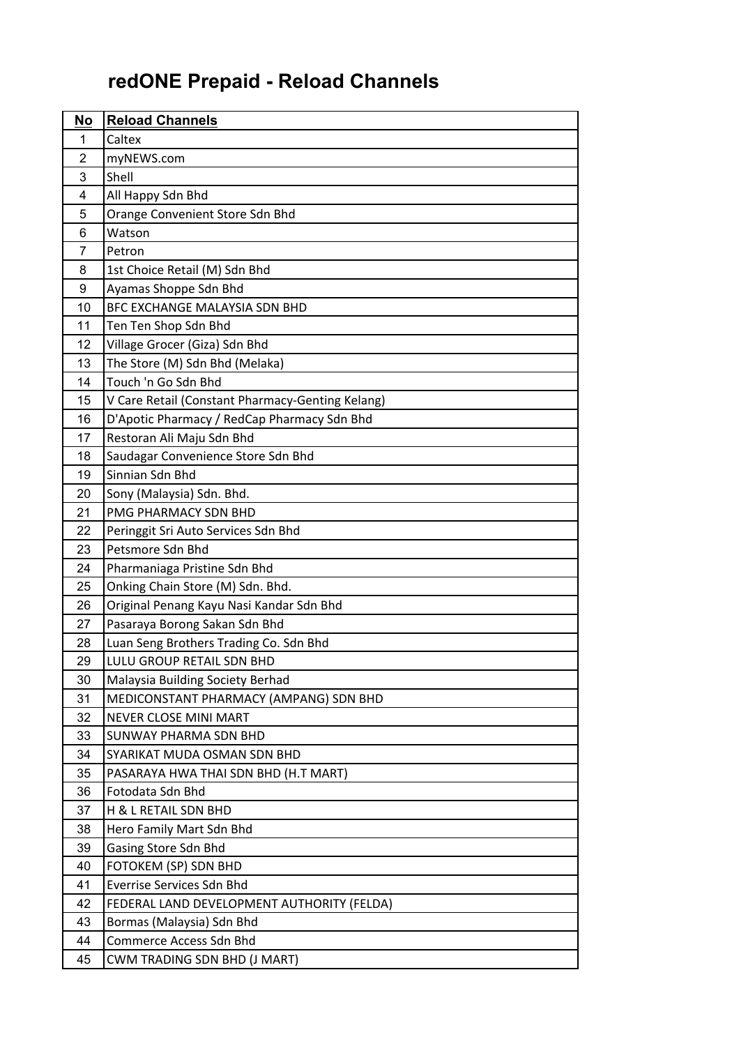# redONE Prepaid - Reload Channels

| No | Reload Channels |
| --- | --- |
| 1 | Caltex |
| 2 | myNEWS.com |
| 3 | Shell |
| 4 | All Happy Sdn Bhd |
| 5 | Orange Convenient Store Sdn Bhd |
| 6 | Watson |
| 7 | Petron |
| 8 | 1st Choice Retail (M) Sdn Bhd |
| 9 | Ayamas Shoppe Sdn Bhd |
| 10 | BFC EXCHANGE MALAYSIA SDN BHD |
| 11 | Ten Ten Shop Sdn Bhd |
| 12 | Village Grocer (Giza) Sdn Bhd |
| 13 | The Store (M) Sdn Bhd (Melaka) |
| 14 | Touch 'n Go Sdn Bhd |
| 15 | V Care Retail (Constant Pharmacy-Genting Kelang) |
| 16 | D'Apotic Pharmacy / RedCap Pharmacy Sdn Bhd |
| 17 | Restoran Ali Maju Sdn Bhd |
| 18 | Saudagar Convenience Store Sdn Bhd |
| 19 | Sinnian Sdn Bhd |
| 20 | Sony (Malaysia) Sdn. Bhd. |
| 21 | PMG PHARMACY SDN BHD |
| 22 | Peringgit Sri Auto Services Sdn Bhd |
| 23 | Petsmore Sdn Bhd |
| 24 | Pharmaniaga Pristine Sdn Bhd |
| 25 | Onking Chain Store (M) Sdn. Bhd. |
| 26 | Original Penang Kayu Nasi Kandar Sdn Bhd |
| 27 | Pasaraya Borong Sakan Sdn Bhd |
| 28 | Luan Seng Brothers Trading Co. Sdn Bhd |
| 29 | LULU GROUP RETAIL SDN BHD |
| 30 | Malaysia Building Society Berhad |
| 31 | MEDICONSTANT PHARMACY (AMPANG) SDN BHD |
| 32 | NEVER CLOSE MINI MART |
| 33 | SUNWAY PHARMA SDN BHD |
| 34 | SYARIKAT MUDA OSMAN SDN BHD |
| 35 | PASARAYA HWA THAI SDN BHD (H.T MART) |
| 36 | Fotodata Sdn Bhd |
| 37 | H & L RETAIL SDN BHD |
| 38 | Hero Family Mart Sdn Bhd |
| 39 | Gasing Store Sdn Bhd |
| 40 | FOTOKEM (SP) SDN BHD |
| 41 | Everrise Services Sdn Bhd |
| 42 | FEDERAL LAND DEVELOPMENT AUTHORITY (FELDA) |
| 43 | Bormas (Malaysia) Sdn Bhd |
| 44 | Commerce Access Sdn Bhd |
| 45 | CWM TRADING SDN BHD (J MART) |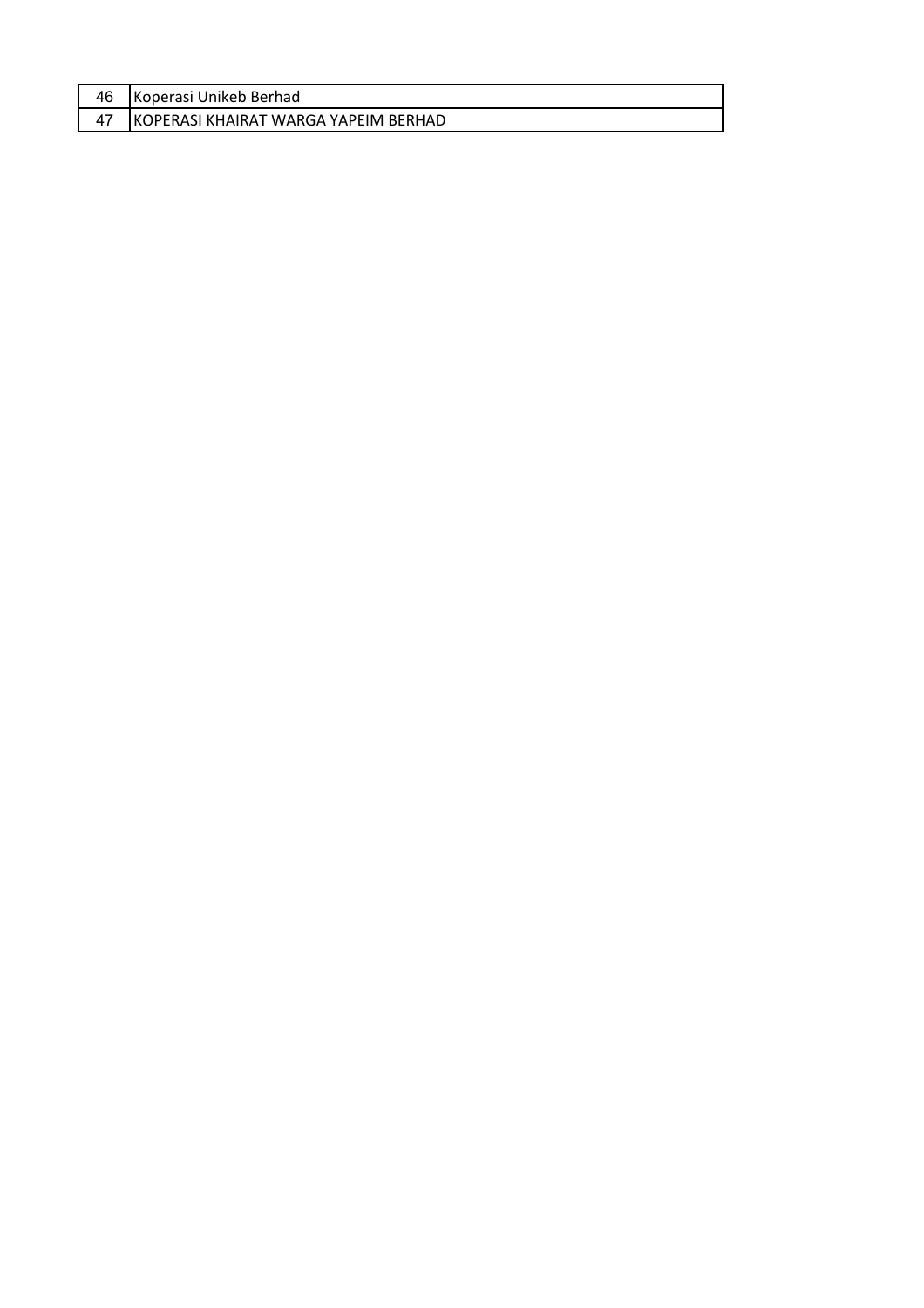| | |
|---|---|
| 46 | Koperasi Unikeb Berhad |
| 47 | KOPERASI KHAIRAT WARGA YAPEIM BERHAD |